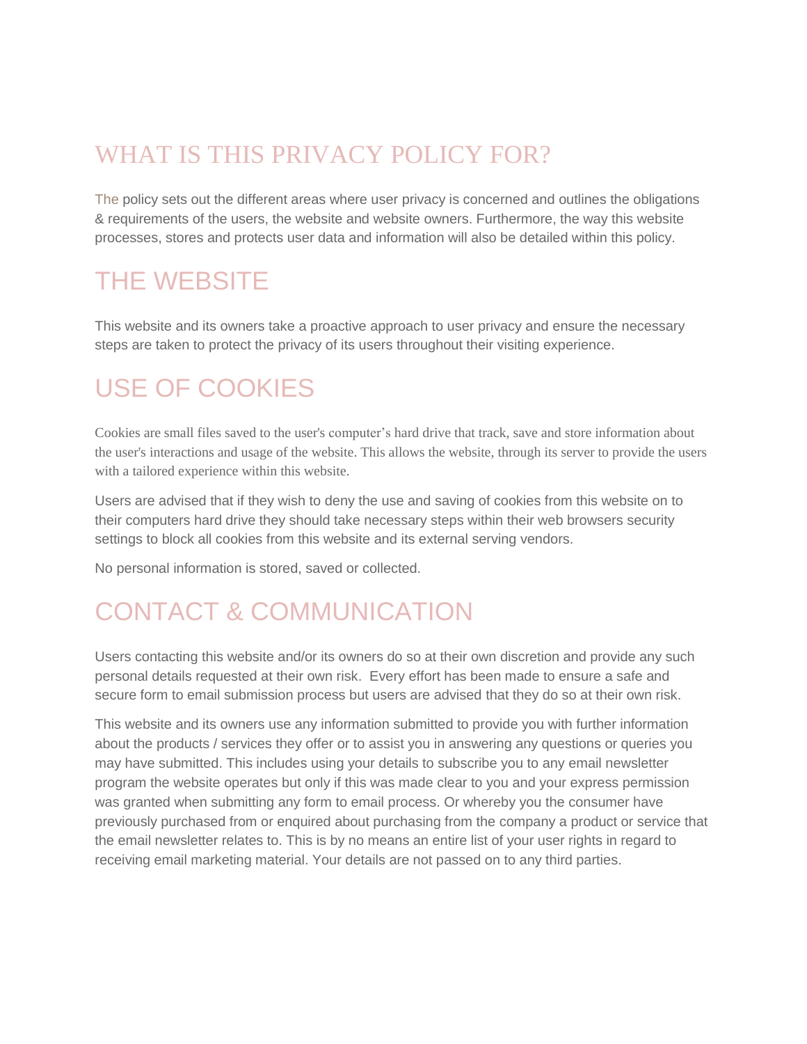# WHAT IS THIS PRIVACY POLICY FOR?

The policy sets out the different areas where user privacy is concerned and outlines the obligations & requirements of the users, the website and website owners. Furthermore, the way this website processes, stores and protects user data and information will also be detailed within this policy.

# THE WEBSITE

This website and its owners take a proactive approach to user privacy and ensure the necessary steps are taken to protect the privacy of its users throughout their visiting experience.

# USE OF COOKIES

Cookies are small files saved to the user's computer's hard drive that track, save and store information about the user's interactions and usage of the website. This allows the website, through its server to provide the users with a tailored experience within this website.

Users are advised that if they wish to deny the use and saving of cookies from this website on to their computers hard drive they should take necessary steps within their web browsers security settings to block all cookies from this website and its external serving vendors.

No personal information is stored, saved or collected.

# CONTACT & COMMUNICATION

Users contacting this website and/or its owners do so at their own discretion and provide any such personal details requested at their own risk. Every effort has been made to ensure a safe and secure form to email submission process but users are advised that they do so at their own risk.

This website and its owners use any information submitted to provide you with further information about the products / services they offer or to assist you in answering any questions or queries you may have submitted. This includes using your details to subscribe you to any email newsletter program the website operates but only if this was made clear to you and your express permission was granted when submitting any form to email process. Or whereby you the consumer have previously purchased from or enquired about purchasing from the company a product or service that the email newsletter relates to. This is by no means an entire list of your user rights in regard to receiving email marketing material. Your details are not passed on to any third parties.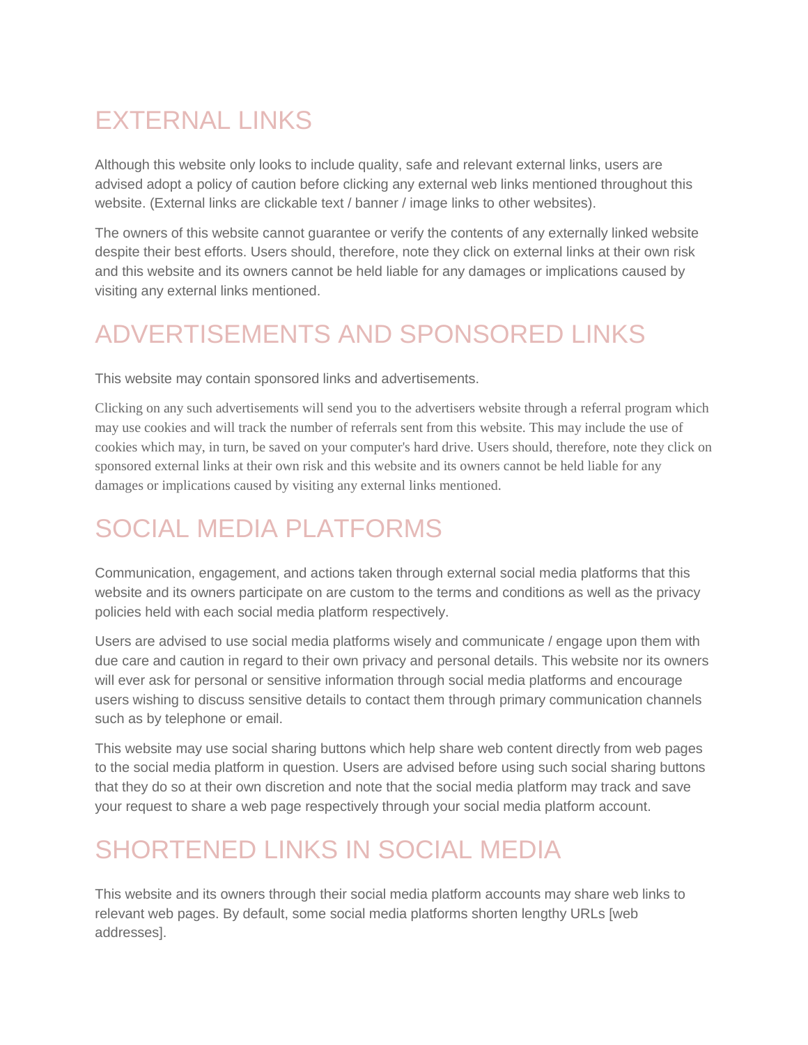# EXTERNAL LINKS

Although this website only looks to include quality, safe and relevant external links, users are advised adopt a policy of caution before clicking any external web links mentioned throughout this website. (External links are clickable text / banner / image links to other websites).

The owners of this website cannot guarantee or verify the contents of any externally linked website despite their best efforts. Users should, therefore, note they click on external links at their own risk and this website and its owners cannot be held liable for any damages or implications caused by visiting any external links mentioned.

# ADVERTISEMENTS AND SPONSORED LINKS

This website may contain sponsored links and advertisements.

Clicking on any such advertisements will send you to the advertisers website through a referral program which may use cookies and will track the number of referrals sent from this website. This may include the use of cookies which may, in turn, be saved on your computer's hard drive. Users should, therefore, note they click on sponsored external links at their own risk and this website and its owners cannot be held liable for any damages or implications caused by visiting any external links mentioned.

# SOCIAL MEDIA PLATFORMS

Communication, engagement, and actions taken through external social media platforms that this website and its owners participate on are custom to the terms and conditions as well as the privacy policies held with each social media platform respectively.

Users are advised to use social media platforms wisely and communicate / engage upon them with due care and caution in regard to their own privacy and personal details. This website nor its owners will ever ask for personal or sensitive information through social media platforms and encourage users wishing to discuss sensitive details to contact them through primary communication channels such as by telephone or email.

This website may use social sharing buttons which help share web content directly from web pages to the social media platform in question. Users are advised before using such social sharing buttons that they do so at their own discretion and note that the social media platform may track and save your request to share a web page respectively through your social media platform account.

# SHORTENED LINKS IN SOCIAL MEDIA

This website and its owners through their social media platform accounts may share web links to relevant web pages. By default, some social media platforms shorten lengthy URLs [web addresses].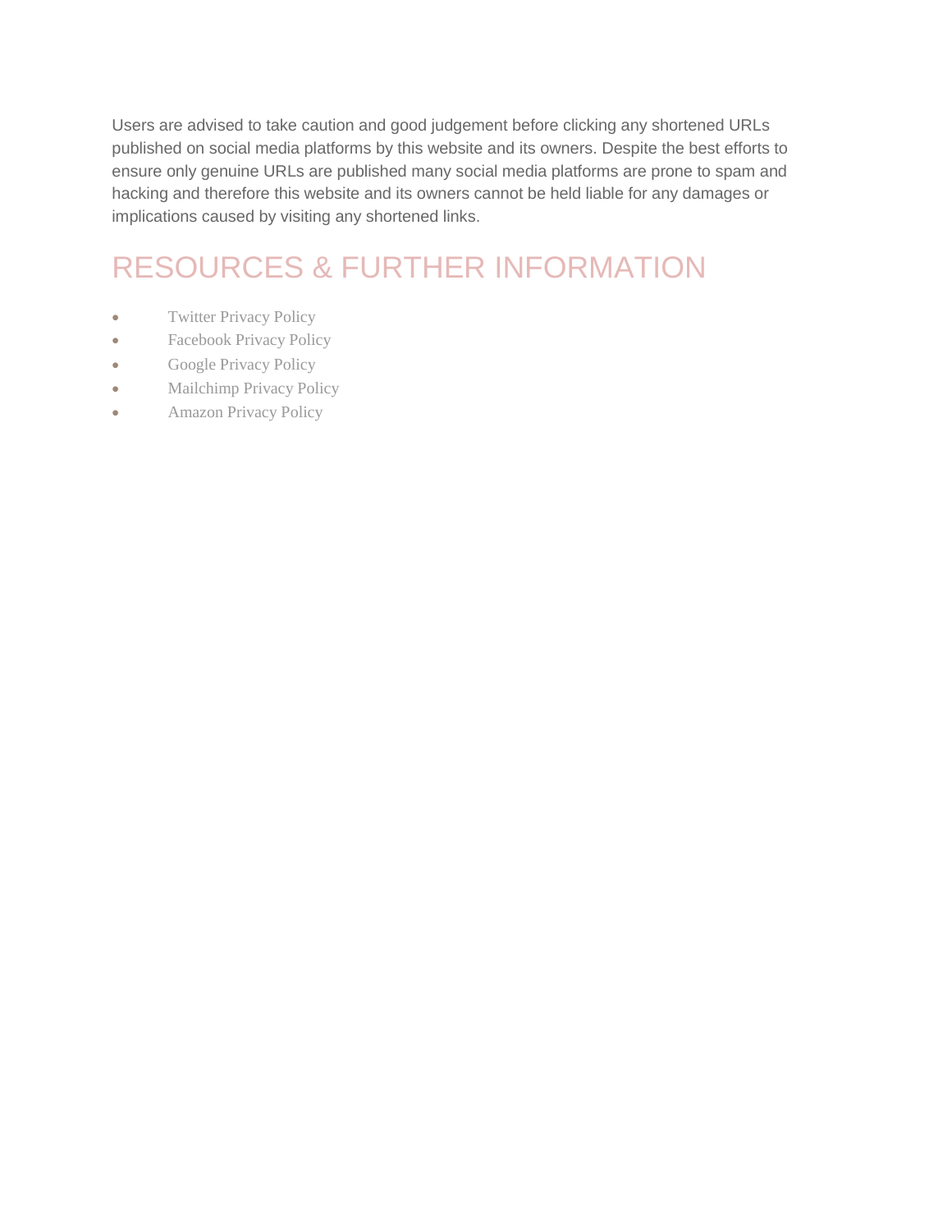Users are advised to take caution and good judgement before clicking any shortened URLs published on social media platforms by this website and its owners. Despite the best efforts to ensure only genuine URLs are published many social media platforms are prone to spam and hacking and therefore this website and its owners cannot be held liable for any damages or implications caused by visiting any shortened links.

## RESOURCES & FURTHER INFORMATION

- Twitter Privacy Policy
- Facebook Privacy Policy
- Google Privacy Policy
- Mailchimp Privacy Policy
- Amazon Privacy Policy